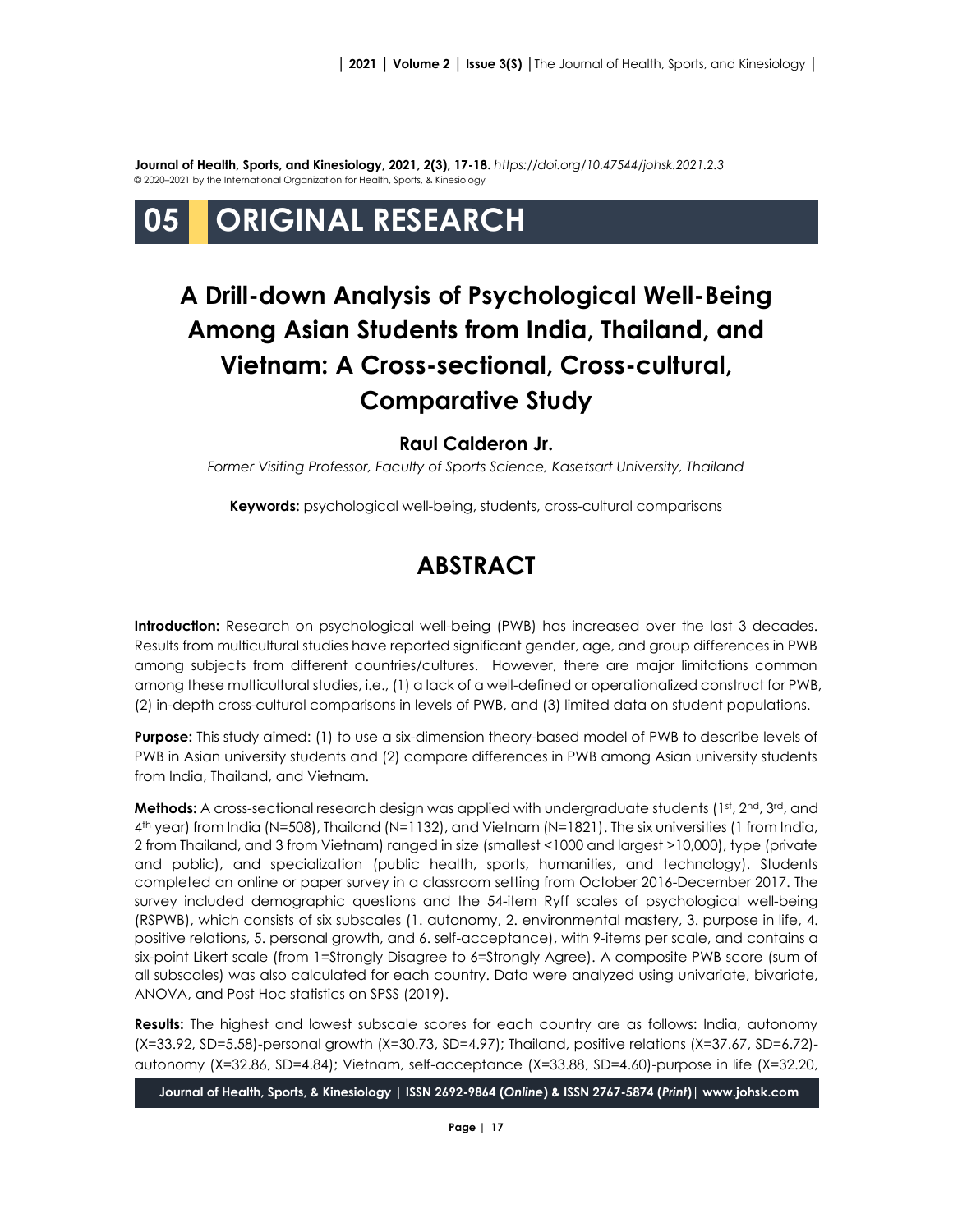**Journal of Health, Sports, and Kinesiology, 2021, 2(3), 17-18.** *https://doi.org/10.47544/johsk.2021.2.3*
© 2020–2021 by the International Organization for Health, Sports, & Kinesiology

# 05 ORIGINAL RESEARCH

# A Drill-down Analysis of Psychological Well-Being Among Asian Students from India, Thailand, and Vietnam: A Cross-sectional, Cross-cultural, Comparative Study

**Raul Calderon Jr.**

*Former Visiting Professor, Faculty of Sports Science, Kasetsart University, Thailand*

**Keywords:** psychological well-being, students, cross-cultural comparisons

## ABSTRACT

**Introduction:** Research on psychological well-being (PWB) has increased over the last 3 decades. Results from multicultural studies have reported significant gender, age, and group differences in PWB among subjects from different countries/cultures. However, there are major limitations common among these multicultural studies, i.e., (1) a lack of a well-defined or operationalized construct for PWB, (2) in-depth cross-cultural comparisons in levels of PWB, and (3) limited data on student populations.

**Purpose:** This study aimed: (1) to use a six-dimension theory-based model of PWB to describe levels of PWB in Asian university students and (2) compare differences in PWB among Asian university students from India, Thailand, and Vietnam.

**Methods:** A cross-sectional research design was applied with undergraduate students (1st, 2nd, 3rd, and 4th year) from India (N=508), Thailand (N=1132), and Vietnam (N=1821). The six universities (1 from India, 2 from Thailand, and 3 from Vietnam) ranged in size (smallest <1000 and largest >10,000), type (private and public), and specialization (public health, sports, humanities, and technology). Students completed an online or paper survey in a classroom setting from October 2016-December 2017. The survey included demographic questions and the 54-item Ryff scales of psychological well-being (RSPWB), which consists of six subscales (1. autonomy, 2. environmental mastery, 3. purpose in life, 4. positive relations, 5. personal growth, and 6. self-acceptance), with 9-items per scale, and contains a six-point Likert scale (from 1=Strongly Disagree to 6=Strongly Agree). A composite PWB score (sum of all subscales) was also calculated for each country. Data were analyzed using univariate, bivariate, ANOVA, and Post Hoc statistics on SPSS (2019).

**Results:** The highest and lowest subscale scores for each country are as follows: India, autonomy (X=33.92, SD=5.58)-personal growth (X=30.73, SD=4.97); Thailand, positive relations (X=37.67, SD=6.72)-autonomy (X=32.86, SD=4.84); Vietnam, self-acceptance (X=33.88, SD=4.60)-purpose in life (X=32.20,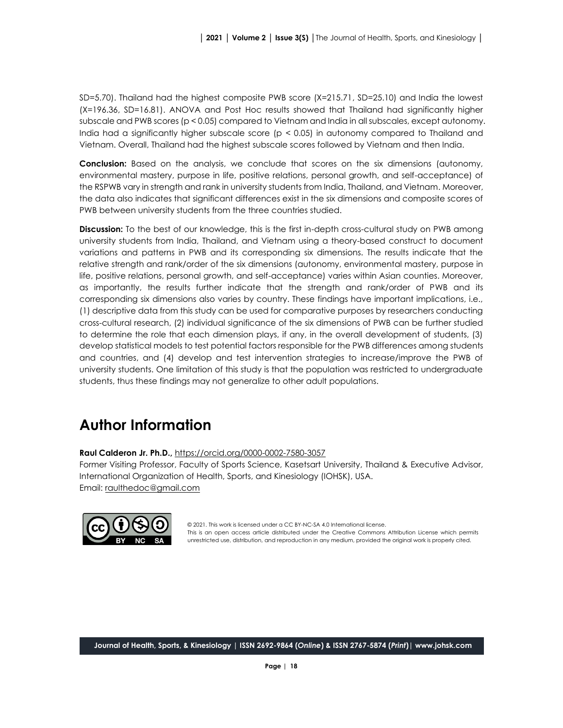SD=5.70). Thailand had the highest composite PWB score (X=215.71, SD=25.10) and India the lowest (X=196.36, SD=16.81). ANOVA and Post Hoc results showed that Thailand had significantly higher subscale and PWB scores ($p < 0.05$) compared to Vietnam and India in all subscales, except autonomy. India had a significantly higher subscale score ($p < 0.05$) in autonomy compared to Thailand and Vietnam. Overall, Thailand had the highest subscale scores followed by Vietnam and then India.

**Conclusion:** Based on the analysis, we conclude that scores on the six dimensions (autonomy, environmental mastery, purpose in life, positive relations, personal growth, and self-acceptance) of the RSPWB vary in strength and rank in university students from India, Thailand, and Vietnam. Moreover, the data also indicates that significant differences exist in the six dimensions and composite scores of PWB between university students from the three countries studied.

**Discussion:** To the best of our knowledge, this is the first in-depth cross-cultural study on PWB among university students from India, Thailand, and Vietnam using a theory-based construct to document variations and patterns in PWB and its corresponding six dimensions. The results indicate that the relative strength and rank/order of the six dimensions (autonomy, environmental mastery, purpose in life, positive relations, personal growth, and self-acceptance) varies within Asian counties. Moreover, as importantly, the results further indicate that the strength and rank/order of PWB and its corresponding six dimensions also varies by country. These findings have important implications, i.e., (1) descriptive data from this study can be used for comparative purposes by researchers conducting cross-cultural research, (2) individual significance of the six dimensions of PWB can be further studied to determine the role that each dimension plays, if any, in the overall development of students, (3) develop statistical models to test potential factors responsible for the PWB differences among students and countries, and (4) develop and test intervention strategies to increase/improve the PWB of university students. One limitation of this study is that the population was restricted to undergraduate students, thus these findings may not generalize to other adult populations.

# Author Information

**Raul Calderon Jr. Ph.D.,** https://orcid.org/0000-0002-7580-3057
Former Visiting Professor, Faculty of Sports Science, Kasetsart University, Thailand & Executive Advisor, International Organization of Health, Sports, and Kinesiology (IOHSK), USA.
Email: raulthedoc@gmail.com

© 2021. This work is licensed under a CC BY-NC-SA 4.0 International license.
This is an open access article distributed under the Creative Commons Attribution License which permits unrestricted use, distribution, and reproduction in any medium, provided the original work is properly cited.